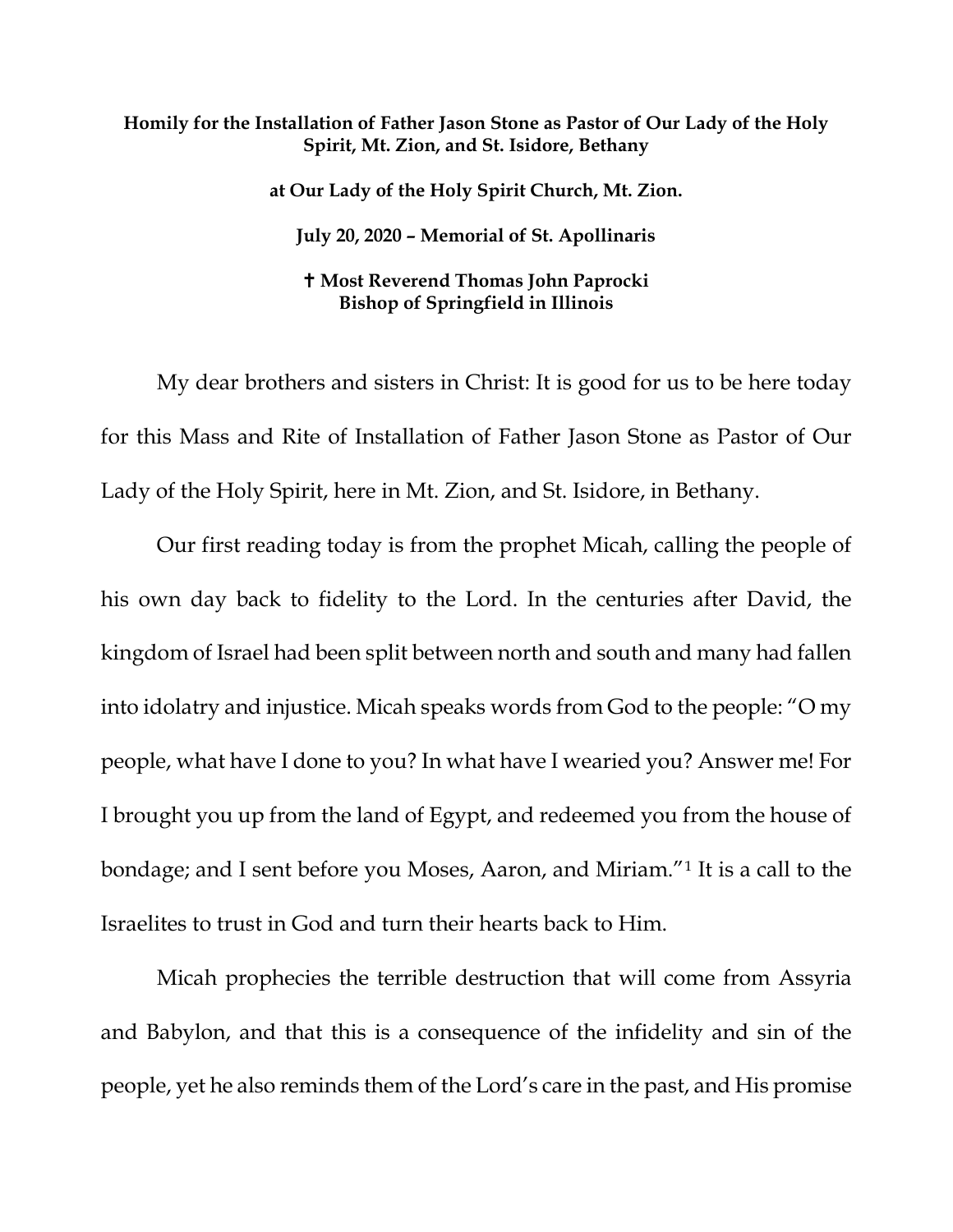**Homily for the Installation of Father Jason Stone as Pastor of Our Lady of the Holy Spirit, Mt. Zion, and St. Isidore, Bethany**

**at Our Lady of the Holy Spirit Church, Mt. Zion.**

**July 20, 2020 – Memorial of St. Apollinaris**

**✝ Most Reverend Thomas John Paprocki**
**Bishop of Springfield in Illinois**

My dear brothers and sisters in Christ: It is good for us to be here today for this Mass and Rite of Installation of Father Jason Stone as Pastor of Our Lady of the Holy Spirit, here in Mt. Zion, and St. Isidore, in Bethany.

Our first reading today is from the prophet Micah, calling the people of his own day back to fidelity to the Lord. In the centuries after David, the kingdom of Israel had been split between north and south and many had fallen into idolatry and injustice. Micah speaks words from God to the people: "O my people, what have I done to you? In what have I wearied you? Answer me! For I brought you up from the land of Egypt, and redeemed you from the house of bondage; and I sent before you Moses, Aaron, and Miriam."[1] It is a call to the Israelites to trust in God and turn their hearts back to Him.

Micah prophecies the terrible destruction that will come from Assyria and Babylon, and that this is a consequence of the infidelity and sin of the people, yet he also reminds them of the Lord's care in the past, and His promise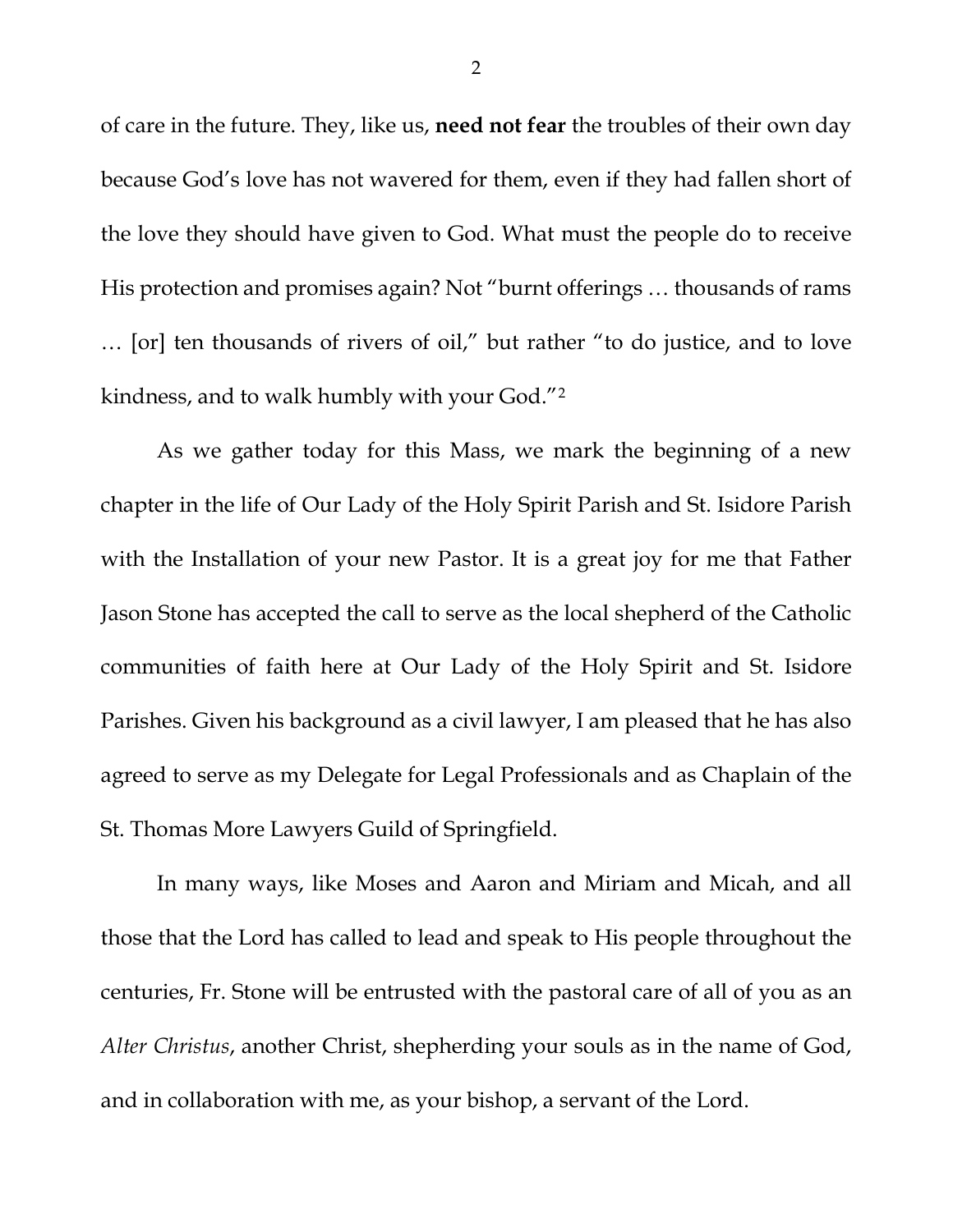of care in the future. They, like us, **need not fear** the troubles of their own day because God's love has not wavered for them, even if they had fallen short of the love they should have given to God. What must the people do to receive His protection and promises again? Not "burnt offerings … thousands of rams … [or] ten thousands of rivers of oil," but rather "to do justice, and to love kindness, and to walk humbly with your God."[2]

As we gather today for this Mass, we mark the beginning of a new chapter in the life of Our Lady of the Holy Spirit Parish and St. Isidore Parish with the Installation of your new Pastor. It is a great joy for me that Father Jason Stone has accepted the call to serve as the local shepherd of the Catholic communities of faith here at Our Lady of the Holy Spirit and St. Isidore Parishes. Given his background as a civil lawyer, I am pleased that he has also agreed to serve as my Delegate for Legal Professionals and as Chaplain of the St. Thomas More Lawyers Guild of Springfield.

In many ways, like Moses and Aaron and Miriam and Micah, and all those that the Lord has called to lead and speak to His people throughout the centuries, Fr. Stone will be entrusted with the pastoral care of all of you as an *Alter Christus*, another Christ, shepherding your souls as in the name of God, and in collaboration with me, as your bishop, a servant of the Lord.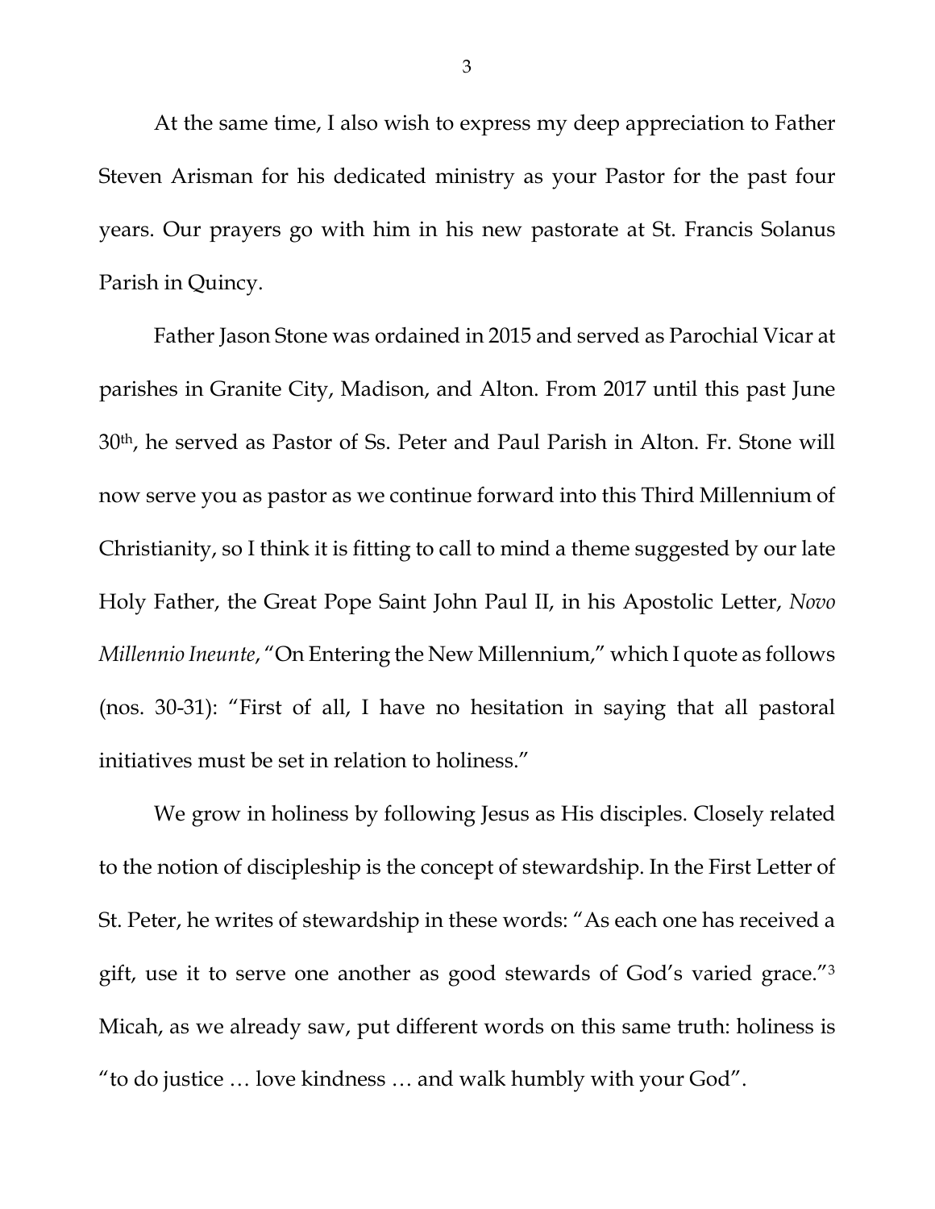At the same time, I also wish to express my deep appreciation to Father Steven Arisman for his dedicated ministry as your Pastor for the past four years. Our prayers go with him in his new pastorate at St. Francis Solanus Parish in Quincy.

Father Jason Stone was ordained in 2015 and served as Parochial Vicar at parishes in Granite City, Madison, and Alton. From 2017 until this past June 30th, he served as Pastor of Ss. Peter and Paul Parish in Alton. Fr. Stone will now serve you as pastor as we continue forward into this Third Millennium of Christianity, so I think it is fitting to call to mind a theme suggested by our late Holy Father, the Great Pope Saint John Paul II, in his Apostolic Letter, *Novo Millennio Ineunte*, "On Entering the New Millennium," which I quote as follows (nos. 30-31): "First of all, I have no hesitation in saying that all pastoral initiatives must be set in relation to holiness."

We grow in holiness by following Jesus as His disciples. Closely related to the notion of discipleship is the concept of stewardship. In the First Letter of St. Peter, he writes of stewardship in these words: "As each one has received a gift, use it to serve one another as good stewards of God's varied grace."[3] Micah, as we already saw, put different words on this same truth: holiness is "to do justice … love kindness … and walk humbly with your God".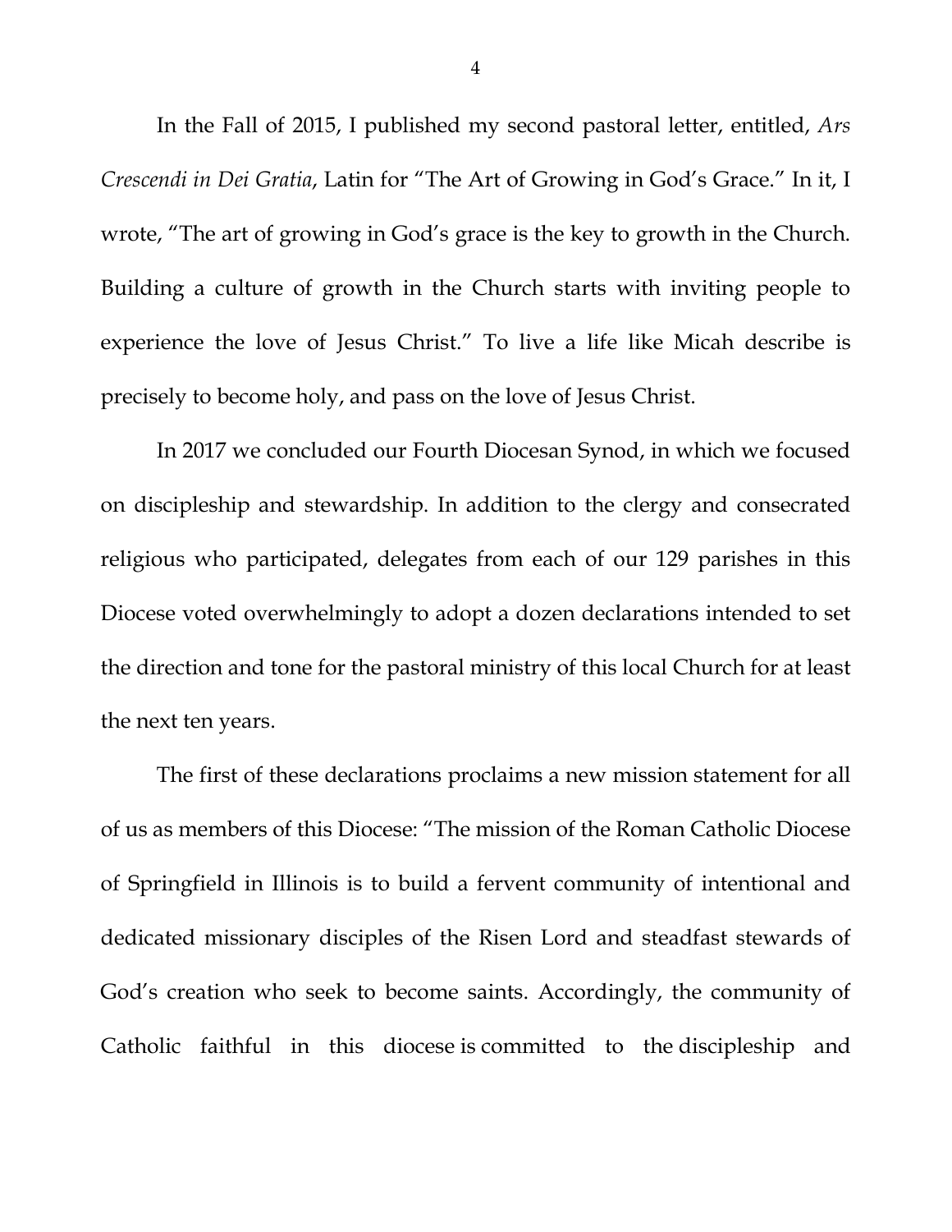In the Fall of 2015, I published my second pastoral letter, entitled, *Ars Crescendi in Dei Gratia*, Latin for "The Art of Growing in God's Grace." In it, I wrote, "The art of growing in God's grace is the key to growth in the Church. Building a culture of growth in the Church starts with inviting people to experience the love of Jesus Christ." To live a life like Micah describe is precisely to become holy, and pass on the love of Jesus Christ.

In 2017 we concluded our Fourth Diocesan Synod, in which we focused on discipleship and stewardship. In addition to the clergy and consecrated religious who participated, delegates from each of our 129 parishes in this Diocese voted overwhelmingly to adopt a dozen declarations intended to set the direction and tone for the pastoral ministry of this local Church for at least the next ten years.

The first of these declarations proclaims a new mission statement for all of us as members of this Diocese: "The mission of the Roman Catholic Diocese of Springfield in Illinois is to build a fervent community of intentional and dedicated missionary disciples of the Risen Lord and steadfast stewards of God's creation who seek to become saints. Accordingly, the community of Catholic faithful in this diocese is committed to the discipleship and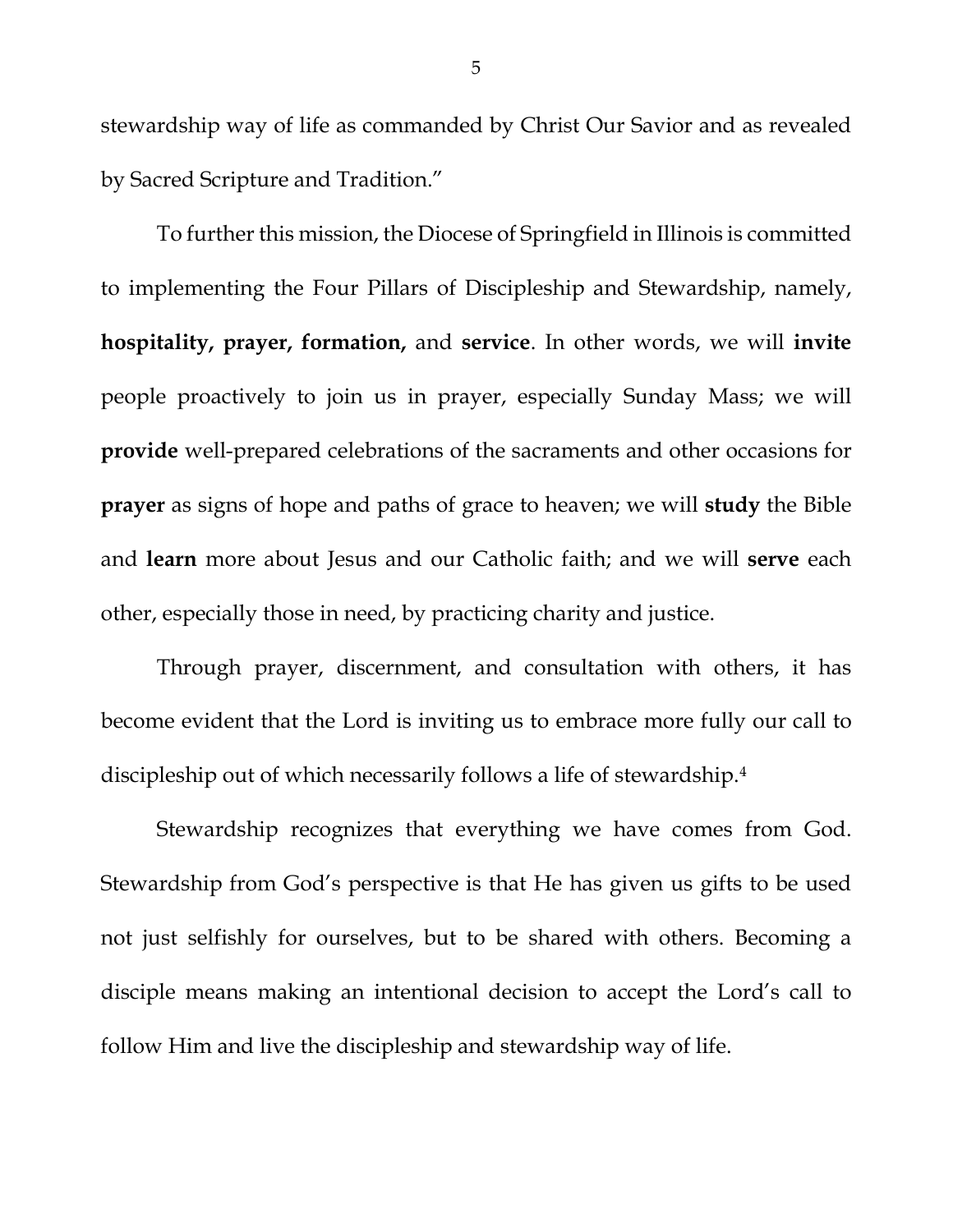stewardship way of life as commanded by Christ Our Savior and as revealed by Sacred Scripture and Tradition."

To further this mission, the Diocese of Springfield in Illinois is committed to implementing the Four Pillars of Discipleship and Stewardship, namely, **hospitality, prayer, formation,** and **service**. In other words, we will **invite** people proactively to join us in prayer, especially Sunday Mass; we will **provide** well-prepared celebrations of the sacraments and other occasions for **prayer** as signs of hope and paths of grace to heaven; we will **study** the Bible and **learn** more about Jesus and our Catholic faith; and we will **serve** each other, especially those in need, by practicing charity and justice.

Through prayer, discernment, and consultation with others, it has become evident that the Lord is inviting us to embrace more fully our call to discipleship out of which necessarily follows a life of stewardship.[4]

Stewardship recognizes that everything we have comes from God. Stewardship from God's perspective is that He has given us gifts to be used not just selfishly for ourselves, but to be shared with others. Becoming a disciple means making an intentional decision to accept the Lord's call to follow Him and live the discipleship and stewardship way of life.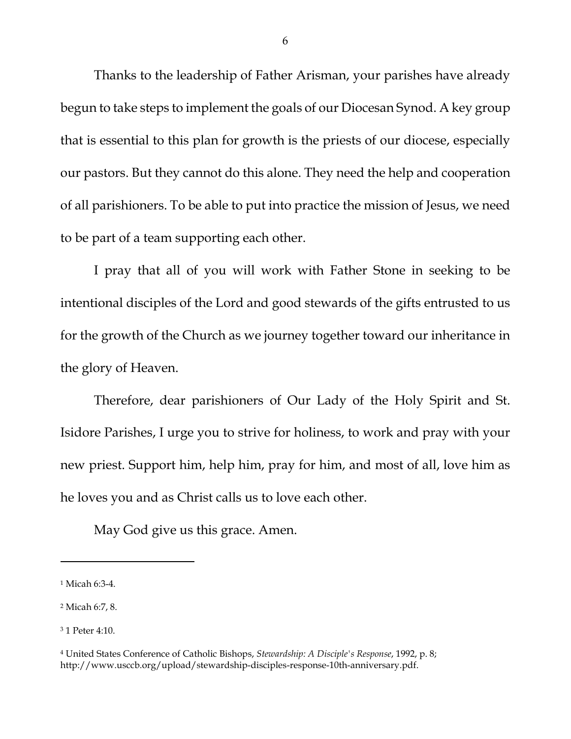Thanks to the leadership of Father Arisman, your parishes have already begun to take steps to implement the goals of our Diocesan Synod. A key group that is essential to this plan for growth is the priests of our diocese, especially our pastors. But they cannot do this alone. They need the help and cooperation of all parishioners. To be able to put into practice the mission of Jesus, we need to be part of a team supporting each other.

I pray that all of you will work with Father Stone in seeking to be intentional disciples of the Lord and good stewards of the gifts entrusted to us for the growth of the Church as we journey together toward our inheritance in the glory of Heaven.

Therefore, dear parishioners of Our Lady of the Holy Spirit and St. Isidore Parishes, I urge you to strive for holiness, to work and pray with your new priest. Support him, help him, pray for him, and most of all, love him as he loves you and as Christ calls us to love each other.

May God give us this grace. Amen.

---

[1] Micah 6:3-4.

[2] Micah 6:7, 8.

[3] 1 Peter 4:10.

[4] United States Conference of Catholic Bishops, *Stewardship: A Disciple's Response*, 1992, p. 8; http://www.usccb.org/upload/stewardship-disciples-response-10th-anniversary.pdf.